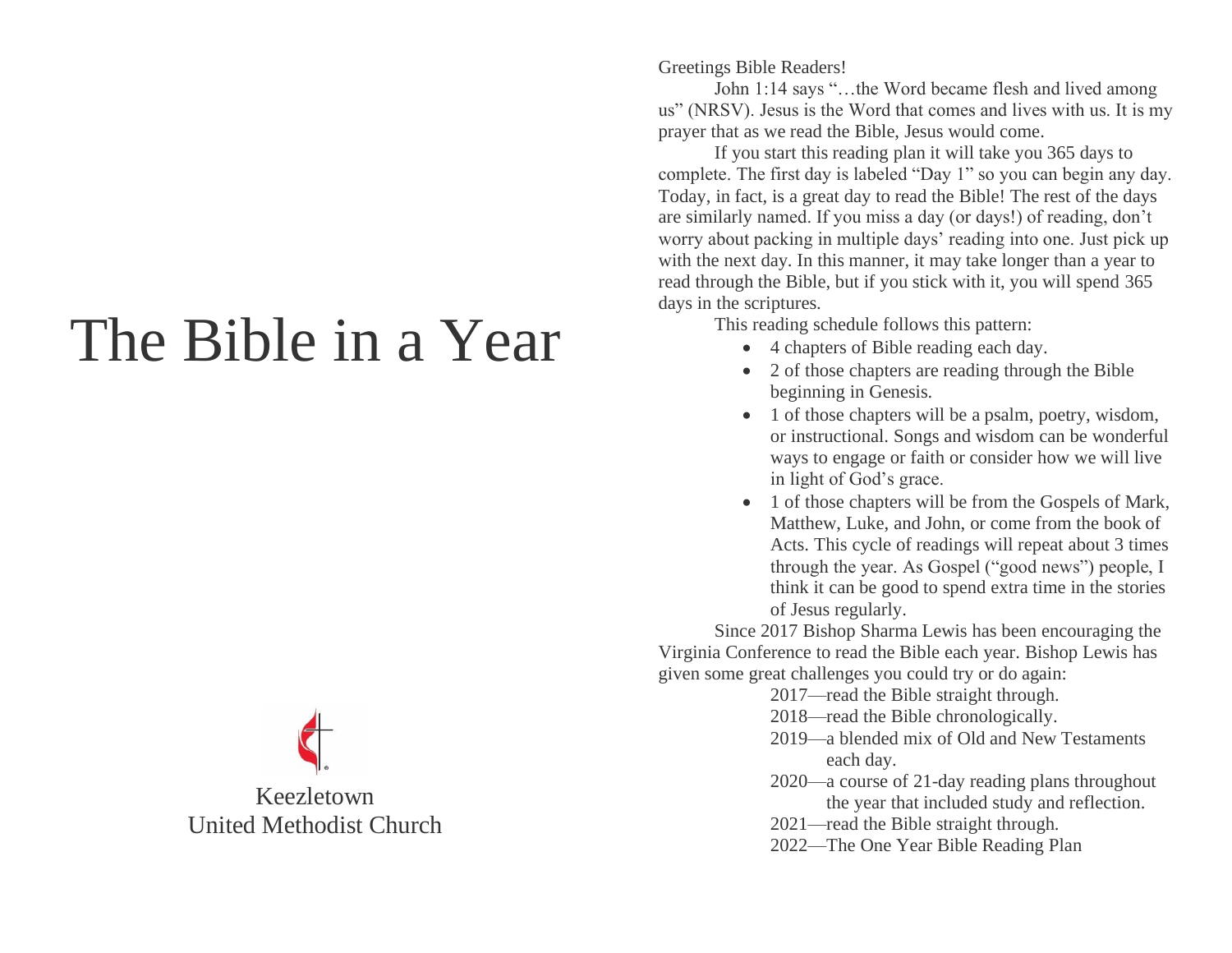# The Bible in a Year

Keezletown
United Methodist Church

Greetings Bible Readers!

John 1:14 says "…the Word became flesh and lived among us" (NRSV). Jesus is the Word that comes and lives with us. It is my prayer that as we read the Bible, Jesus would come.

If you start this reading plan it will take you 365 days to complete. The first day is labeled "Day 1" so you can begin any day. Today, in fact, is a great day to read the Bible! The rest of the days are similarly named. If you miss a day (or days!) of reading, don't worry about packing in multiple days' reading into one. Just pick up with the next day. In this manner, it may take longer than a year to read through the Bible, but if you stick with it, you will spend 365 days in the scriptures.

This reading schedule follows this pattern:

- 4 chapters of Bible reading each day.
- 2 of those chapters are reading through the Bible beginning in Genesis.
- 1 of those chapters will be a psalm, poetry, wisdom, or instructional. Songs and wisdom can be wonderful ways to engage or faith or consider how we will live in light of God's grace.
- 1 of those chapters will be from the Gospels of Mark, Matthew, Luke, and John, or come from the book of Acts. This cycle of readings will repeat about 3 times through the year. As Gospel ("good news") people, I think it can be good to spend extra time in the stories of Jesus regularly.

Since 2017 Bishop Sharma Lewis has been encouraging the Virginia Conference to read the Bible each year. Bishop Lewis has given some great challenges you could try or do again:

2017—read the Bible straight through.
2018—read the Bible chronologically.
2019—a blended mix of Old and New Testaments each day.
2020—a course of 21-day reading plans throughout the year that included study and reflection.
2021—read the Bible straight through.
2022—The One Year Bible Reading Plan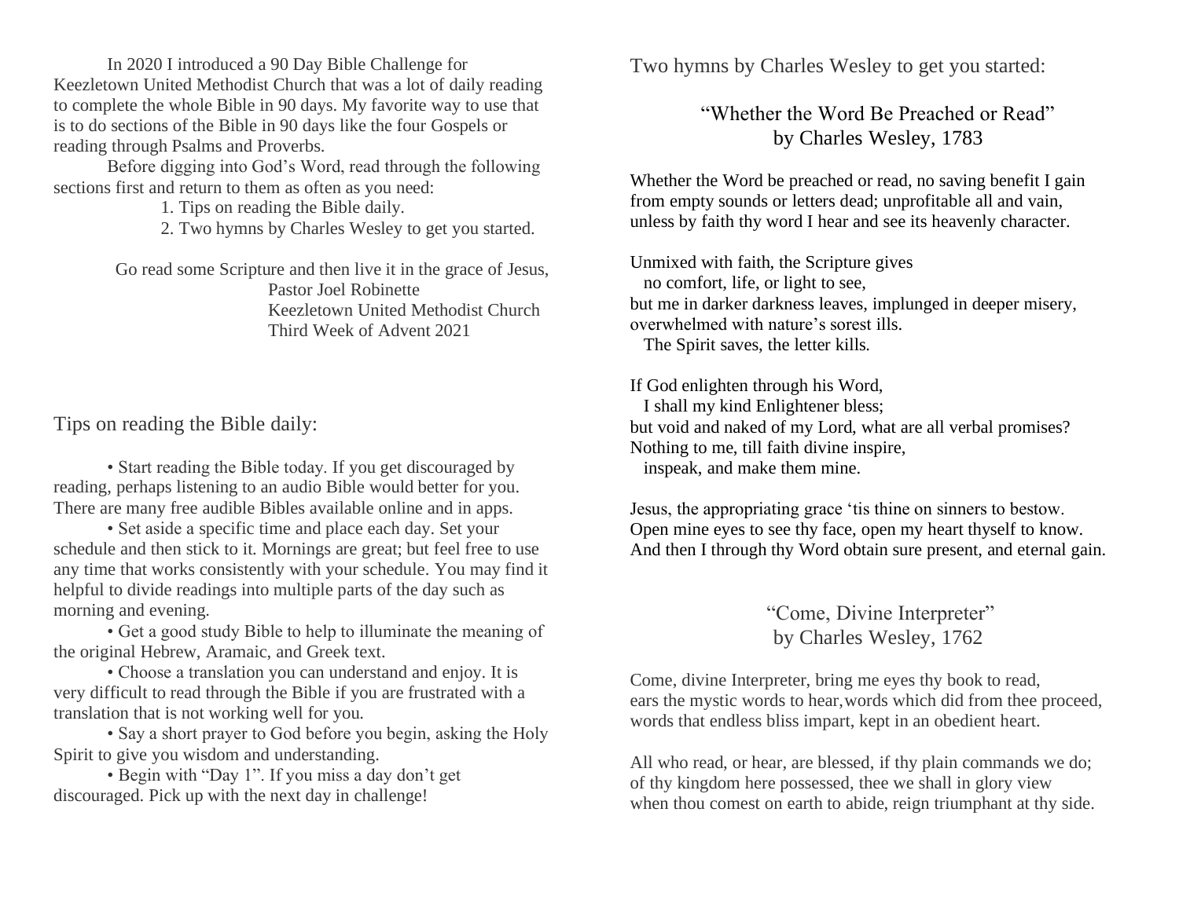In 2020 I introduced a 90 Day Bible Challenge for Keezletown United Methodist Church that was a lot of daily reading to complete the whole Bible in 90 days. My favorite way to use that is to do sections of the Bible in 90 days like the four Gospels or reading through Psalms and Proverbs.

Before digging into God's Word, read through the following sections first and return to them as often as you need:

1. Tips on reading the Bible daily.
2. Two hymns by Charles Wesley to get you started.

Go read some Scripture and then live it in the grace of Jesus,
Pastor Joel Robinette
Keezletown United Methodist Church
Third Week of Advent 2021

## Tips on reading the Bible daily:

• Start reading the Bible today. If you get discouraged by reading, perhaps listening to an audio Bible would better for you. There are many free audible Bibles available online and in apps.

• Set aside a specific time and place each day. Set your schedule and then stick to it. Mornings are great; but feel free to use any time that works consistently with your schedule. You may find it helpful to divide readings into multiple parts of the day such as morning and evening.

• Get a good study Bible to help to illuminate the meaning of the original Hebrew, Aramaic, and Greek text.

• Choose a translation you can understand and enjoy. It is very difficult to read through the Bible if you are frustrated with a translation that is not working well for you.

• Say a short prayer to God before you begin, asking the Holy Spirit to give you wisdom and understanding.

• Begin with "Day 1". If you miss a day don't get discouraged. Pick up with the next day in challenge!

## Two hymns by Charles Wesley to get you started:

### "Whether the Word Be Preached or Read" by Charles Wesley, 1783

Whether the Word be preached or read, no saving benefit I gain
from empty sounds or letters dead; unprofitable all and vain,
unless by faith thy word I hear and see its heavenly character.

Unmixed with faith, the Scripture gives
no comfort, life, or light to see,
but me in darker darkness leaves, implunged in deeper misery,
overwhelmed with nature's sorest ills.
The Spirit saves, the letter kills.

If God enlighten through his Word,
I shall my kind Enlightener bless;
but void and naked of my Lord, what are all verbal promises?
Nothing to me, till faith divine inspire,
inspeak, and make them mine.

Jesus, the appropriating grace 'tis thine on sinners to bestow.
Open mine eyes to see thy face, open my heart thyself to know.
And then I through thy Word obtain sure present, and eternal gain.

### "Come, Divine Interpreter" by Charles Wesley, 1762

Come, divine Interpreter, bring me eyes thy book to read,
ears the mystic words to hear, words which did from thee proceed,
words that endless bliss impart, kept in an obedient heart.

All who read, or hear, are blessed, if thy plain commands we do;
of thy kingdom here possessed, thee we shall in glory view
when thou comest on earth to abide, reign triumphant at thy side.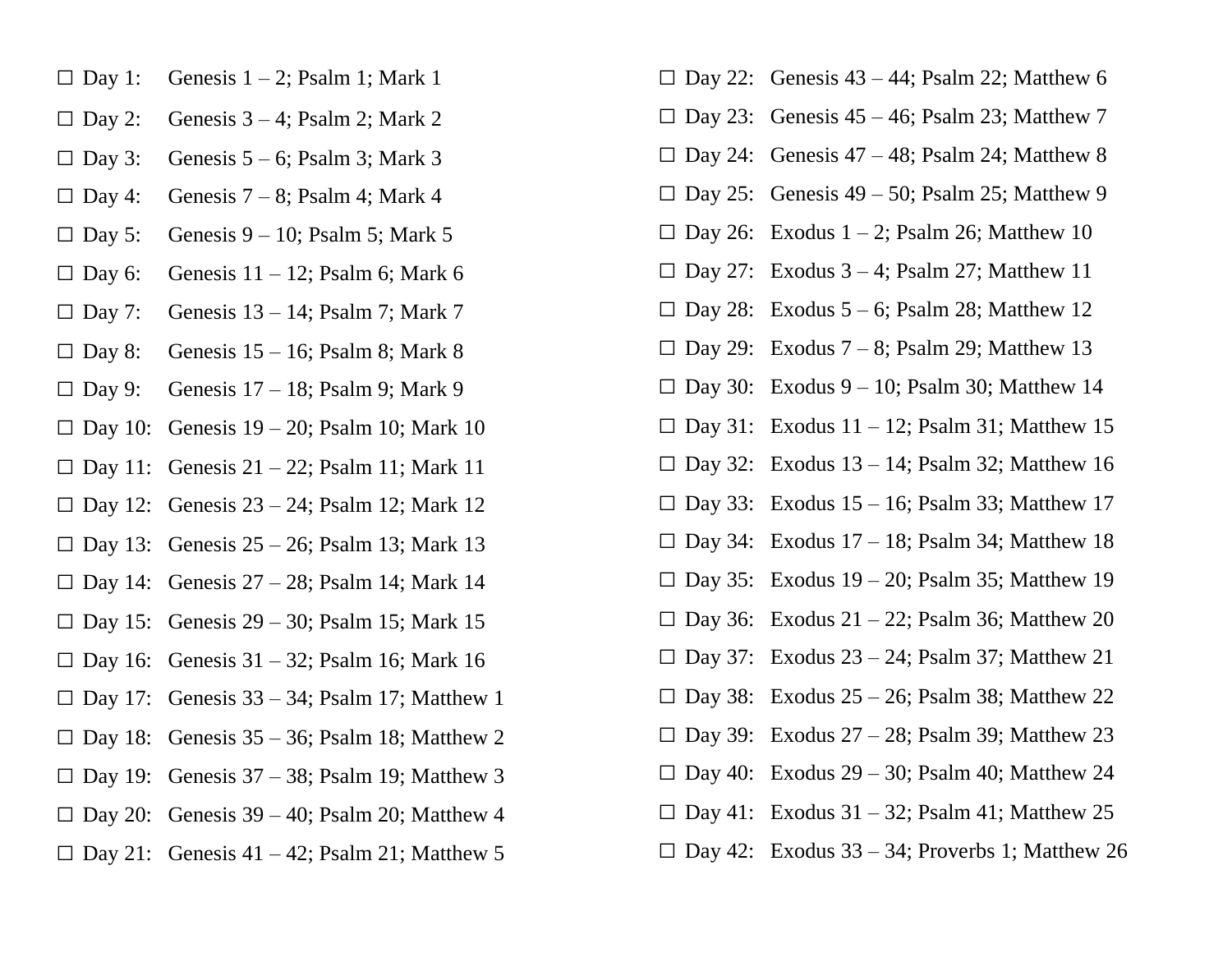☐ Day 1: Genesis 1 – 2; Psalm 1; Mark 1

☐ Day 2: Genesis 3 – 4; Psalm 2; Mark 2

☐ Day 3: Genesis 5 – 6; Psalm 3; Mark 3

☐ Day 4: Genesis 7 – 8; Psalm 4; Mark 4

☐ Day 5: Genesis 9 – 10; Psalm 5; Mark 5

☐ Day 6: Genesis 11 – 12; Psalm 6; Mark 6

☐ Day 7: Genesis 13 – 14; Psalm 7; Mark 7

☐ Day 8: Genesis 15 – 16; Psalm 8; Mark 8

☐ Day 9: Genesis 17 – 18; Psalm 9; Mark 9

☐ Day 10: Genesis 19 – 20; Psalm 10; Mark 10

☐ Day 11: Genesis 21 – 22; Psalm 11; Mark 11

☐ Day 12: Genesis 23 – 24; Psalm 12; Mark 12

☐ Day 13: Genesis 25 – 26; Psalm 13; Mark 13

☐ Day 14: Genesis 27 – 28; Psalm 14; Mark 14

☐ Day 15: Genesis 29 – 30; Psalm 15; Mark 15

☐ Day 16: Genesis 31 – 32; Psalm 16; Mark 16

☐ Day 17: Genesis 33 – 34; Psalm 17; Matthew 1

☐ Day 18: Genesis 35 – 36; Psalm 18; Matthew 2

☐ Day 19: Genesis 37 – 38; Psalm 19; Matthew 3

☐ Day 20: Genesis 39 – 40; Psalm 20; Matthew 4

☐ Day 21: Genesis 41 – 42; Psalm 21; Matthew 5

☐ Day 22: Genesis 43 – 44; Psalm 22; Matthew 6

☐ Day 23: Genesis 45 – 46; Psalm 23; Matthew 7

☐ Day 24: Genesis 47 – 48; Psalm 24; Matthew 8

☐ Day 25: Genesis 49 – 50; Psalm 25; Matthew 9

☐ Day 26: Exodus 1 – 2; Psalm 26; Matthew 10

☐ Day 27: Exodus 3 – 4; Psalm 27; Matthew 11

☐ Day 28: Exodus 5 – 6; Psalm 28; Matthew 12

☐ Day 29: Exodus 7 – 8; Psalm 29; Matthew 13

☐ Day 30: Exodus 9 – 10; Psalm 30; Matthew 14

☐ Day 31: Exodus 11 – 12; Psalm 31; Matthew 15

☐ Day 32: Exodus 13 – 14; Psalm 32; Matthew 16

☐ Day 33: Exodus 15 – 16; Psalm 33; Matthew 17

☐ Day 34: Exodus 17 – 18; Psalm 34; Matthew 18

☐ Day 35: Exodus 19 – 20; Psalm 35; Matthew 19

☐ Day 36: Exodus 21 – 22; Psalm 36; Matthew 20

☐ Day 37: Exodus 23 – 24; Psalm 37; Matthew 21

☐ Day 38: Exodus 25 – 26; Psalm 38; Matthew 22

☐ Day 39: Exodus 27 – 28; Psalm 39; Matthew 23

☐ Day 40: Exodus 29 – 30; Psalm 40; Matthew 24

☐ Day 41: Exodus 31 – 32; Psalm 41; Matthew 25

☐ Day 42: Exodus 33 – 34; Proverbs 1; Matthew 26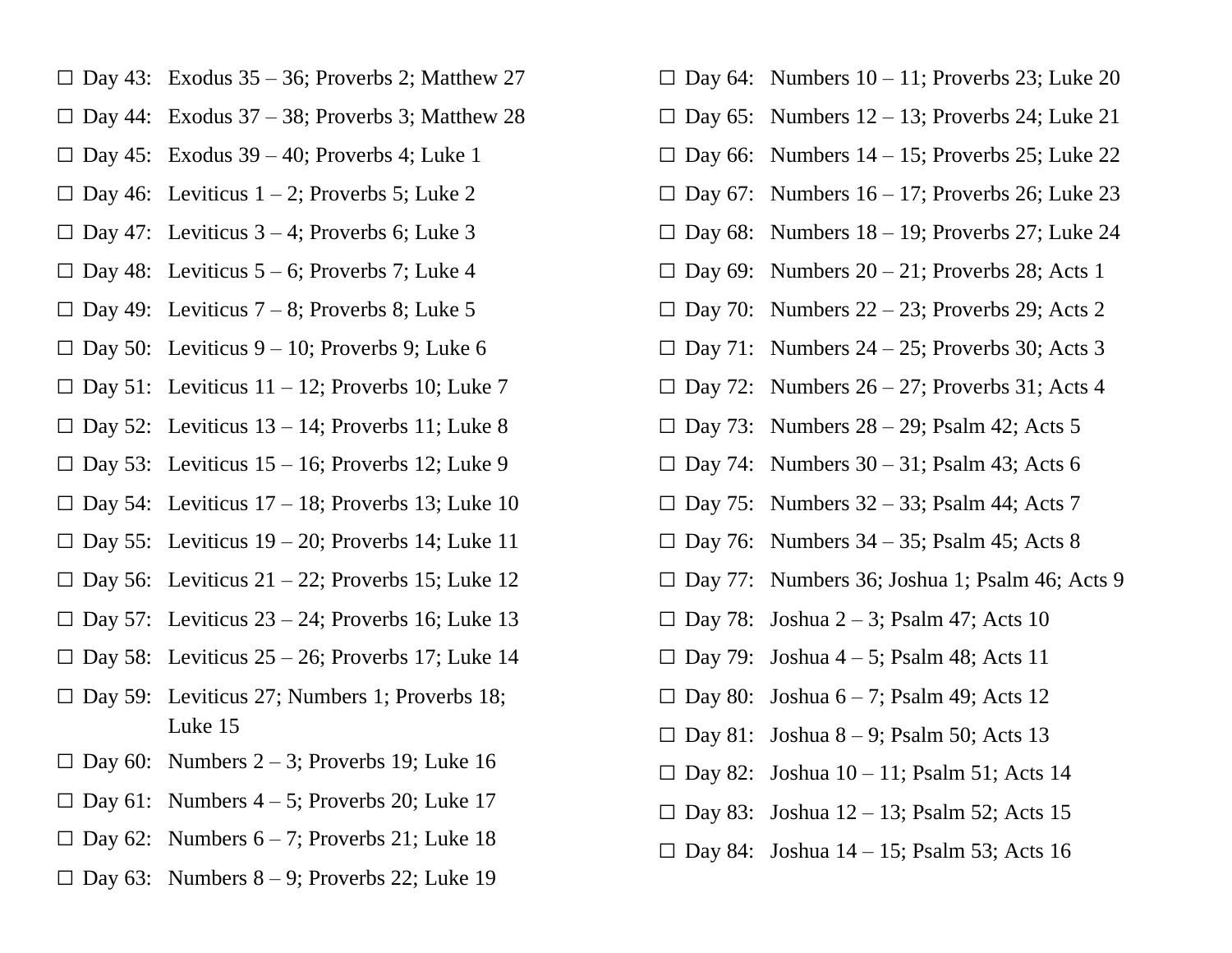☐ Day 43: Exodus 35 – 36; Proverbs 2; Matthew 27

☐ Day 44: Exodus 37 – 38; Proverbs 3; Matthew 28

☐ Day 45: Exodus 39 – 40; Proverbs 4; Luke 1

☐ Day 46: Leviticus 1 – 2; Proverbs 5; Luke 2

☐ Day 47: Leviticus 3 – 4; Proverbs 6; Luke 3

☐ Day 48: Leviticus 5 – 6; Proverbs 7; Luke 4

☐ Day 49: Leviticus 7 – 8; Proverbs 8; Luke 5

☐ Day 50: Leviticus 9 – 10; Proverbs 9; Luke 6

☐ Day 51: Leviticus 11 – 12; Proverbs 10; Luke 7

☐ Day 52: Leviticus 13 – 14; Proverbs 11; Luke 8

☐ Day 53: Leviticus 15 – 16; Proverbs 12; Luke 9

☐ Day 54: Leviticus 17 – 18; Proverbs 13; Luke 10

☐ Day 55: Leviticus 19 – 20; Proverbs 14; Luke 11

☐ Day 56: Leviticus 21 – 22; Proverbs 15; Luke 12

☐ Day 57: Leviticus 23 – 24; Proverbs 16; Luke 13

☐ Day 58: Leviticus 25 – 26; Proverbs 17; Luke 14

☐ Day 59: Leviticus 27; Numbers 1; Proverbs 18; Luke 15

☐ Day 60: Numbers 2 – 3; Proverbs 19; Luke 16

☐ Day 61: Numbers 4 – 5; Proverbs 20; Luke 17

☐ Day 62: Numbers 6 – 7; Proverbs 21; Luke 18

☐ Day 63: Numbers 8 – 9; Proverbs 22; Luke 19

☐ Day 64: Numbers 10 – 11; Proverbs 23; Luke 20

☐ Day 65: Numbers 12 – 13; Proverbs 24; Luke 21

☐ Day 66: Numbers 14 – 15; Proverbs 25; Luke 22

☐ Day 67: Numbers 16 – 17; Proverbs 26; Luke 23

☐ Day 68: Numbers 18 – 19; Proverbs 27; Luke 24

☐ Day 69: Numbers 20 – 21; Proverbs 28; Acts 1

☐ Day 70: Numbers 22 – 23; Proverbs 29; Acts 2

☐ Day 71: Numbers 24 – 25; Proverbs 30; Acts 3

☐ Day 72: Numbers 26 – 27; Proverbs 31; Acts 4

☐ Day 73: Numbers 28 – 29; Psalm 42; Acts 5

☐ Day 74: Numbers 30 – 31; Psalm 43; Acts 6

☐ Day 75: Numbers 32 – 33; Psalm 44; Acts 7

☐ Day 76: Numbers 34 – 35; Psalm 45; Acts 8

☐ Day 77: Numbers 36; Joshua 1; Psalm 46; Acts 9

☐ Day 78: Joshua 2 – 3; Psalm 47; Acts 10

☐ Day 79: Joshua 4 – 5; Psalm 48; Acts 11

☐ Day 80: Joshua 6 – 7; Psalm 49; Acts 12

☐ Day 81: Joshua 8 – 9; Psalm 50; Acts 13

☐ Day 82: Joshua 10 – 11; Psalm 51; Acts 14

☐ Day 83: Joshua 12 – 13; Psalm 52; Acts 15

☐ Day 84: Joshua 14 – 15; Psalm 53; Acts 16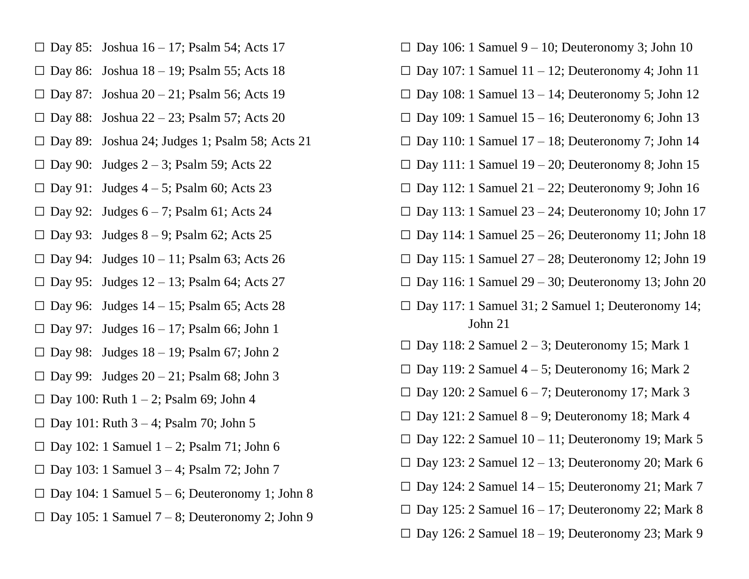☐ Day 85: Joshua 16 – 17; Psalm 54; Acts 17

☐ Day 86: Joshua 18 – 19; Psalm 55; Acts 18

☐ Day 87: Joshua 20 – 21; Psalm 56; Acts 19

☐ Day 88: Joshua 22 – 23; Psalm 57; Acts 20

☐ Day 89: Joshua 24; Judges 1; Psalm 58; Acts 21

☐ Day 90: Judges 2 – 3; Psalm 59; Acts 22

☐ Day 91: Judges 4 – 5; Psalm 60; Acts 23

☐ Day 92: Judges 6 – 7; Psalm 61; Acts 24

☐ Day 93: Judges 8 – 9; Psalm 62; Acts 25

☐ Day 94: Judges 10 – 11; Psalm 63; Acts 26

☐ Day 95: Judges 12 – 13; Psalm 64; Acts 27

☐ Day 96: Judges 14 – 15; Psalm 65; Acts 28

☐ Day 97: Judges 16 – 17; Psalm 66; John 1

☐ Day 98: Judges 18 – 19; Psalm 67; John 2

☐ Day 99: Judges 20 – 21; Psalm 68; John 3

☐ Day 100: Ruth 1 – 2; Psalm 69; John 4

☐ Day 101: Ruth 3 – 4; Psalm 70; John 5

☐ Day 102: 1 Samuel 1 – 2; Psalm 71; John 6

☐ Day 103: 1 Samuel 3 – 4; Psalm 72; John 7

☐ Day 104: 1 Samuel 5 – 6; Deuteronomy 1; John 8

☐ Day 105: 1 Samuel 7 – 8; Deuteronomy 2; John 9

☐ Day 106: 1 Samuel 9 – 10; Deuteronomy 3; John 10

☐ Day 107: 1 Samuel 11 – 12; Deuteronomy 4; John 11

☐ Day 108: 1 Samuel 13 – 14; Deuteronomy 5; John 12

☐ Day 109: 1 Samuel 15 – 16; Deuteronomy 6; John 13

☐ Day 110: 1 Samuel 17 – 18; Deuteronomy 7; John 14

☐ Day 111: 1 Samuel 19 – 20; Deuteronomy 8; John 15

☐ Day 112: 1 Samuel 21 – 22; Deuteronomy 9; John 16

☐ Day 113: 1 Samuel 23 – 24; Deuteronomy 10; John 17

☐ Day 114: 1 Samuel 25 – 26; Deuteronomy 11; John 18

☐ Day 115: 1 Samuel 27 – 28; Deuteronomy 12; John 19

☐ Day 116: 1 Samuel 29 – 30; Deuteronomy 13; John 20

☐ Day 117: 1 Samuel 31; 2 Samuel 1; Deuteronomy 14; John 21

☐ Day 118: 2 Samuel 2 – 3; Deuteronomy 15; Mark 1

☐ Day 119: 2 Samuel 4 – 5; Deuteronomy 16; Mark 2

☐ Day 120: 2 Samuel 6 – 7; Deuteronomy 17; Mark 3

☐ Day 121: 2 Samuel 8 – 9; Deuteronomy 18; Mark 4

☐ Day 122: 2 Samuel 10 – 11; Deuteronomy 19; Mark 5

☐ Day 123: 2 Samuel 12 – 13; Deuteronomy 20; Mark 6

☐ Day 124: 2 Samuel 14 – 15; Deuteronomy 21; Mark 7

☐ Day 125: 2 Samuel 16 – 17; Deuteronomy 22; Mark 8

☐ Day 126: 2 Samuel 18 – 19; Deuteronomy 23; Mark 9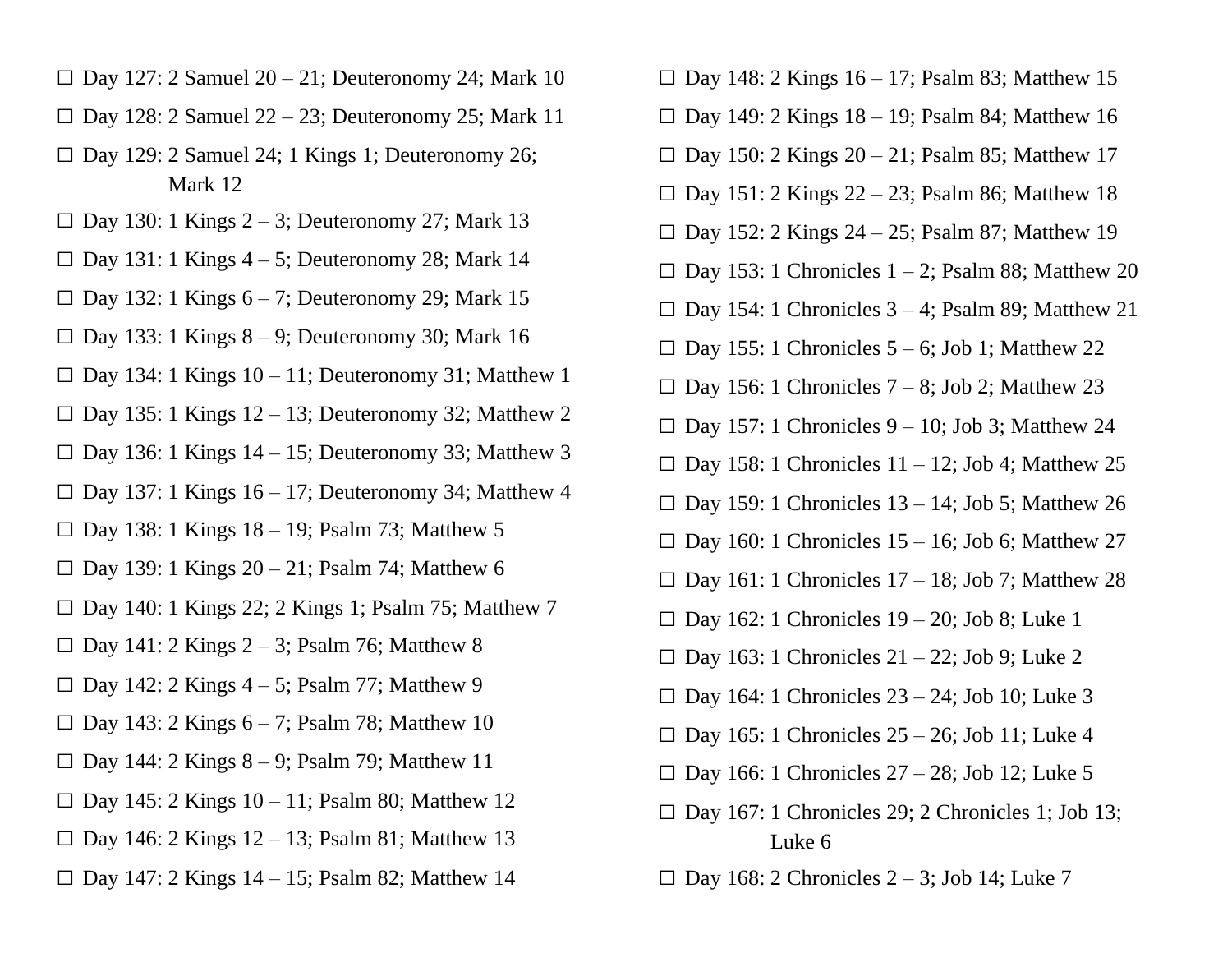- ☐ Day 127: 2 Samuel 20 – 21; Deuteronomy 24; Mark 10
- ☐ Day 128: 2 Samuel 22 – 23; Deuteronomy 25; Mark 11
- ☐ Day 129: 2 Samuel 24; 1 Kings 1; Deuteronomy 26; Mark 12
- ☐ Day 130: 1 Kings 2 – 3; Deuteronomy 27; Mark 13
- ☐ Day 131: 1 Kings 4 – 5; Deuteronomy 28; Mark 14
- ☐ Day 132: 1 Kings 6 – 7; Deuteronomy 29; Mark 15
- ☐ Day 133: 1 Kings 8 – 9; Deuteronomy 30; Mark 16
- ☐ Day 134: 1 Kings 10 – 11; Deuteronomy 31; Matthew 1
- ☐ Day 135: 1 Kings 12 – 13; Deuteronomy 32; Matthew 2
- ☐ Day 136: 1 Kings 14 – 15; Deuteronomy 33; Matthew 3
- ☐ Day 137: 1 Kings 16 – 17; Deuteronomy 34; Matthew 4
- ☐ Day 138: 1 Kings 18 – 19; Psalm 73; Matthew 5
- ☐ Day 139: 1 Kings 20 – 21; Psalm 74; Matthew 6
- ☐ Day 140: 1 Kings 22; 2 Kings 1; Psalm 75; Matthew 7
- ☐ Day 141: 2 Kings 2 – 3; Psalm 76; Matthew 8
- ☐ Day 142: 2 Kings 4 – 5; Psalm 77; Matthew 9
- ☐ Day 143: 2 Kings 6 – 7; Psalm 78; Matthew 10
- ☐ Day 144: 2 Kings 8 – 9; Psalm 79; Matthew 11
- ☐ Day 145: 2 Kings 10 – 11; Psalm 80; Matthew 12
- ☐ Day 146: 2 Kings 12 – 13; Psalm 81; Matthew 13
- ☐ Day 147: 2 Kings 14 – 15; Psalm 82; Matthew 14
- ☐ Day 148: 2 Kings 16 – 17; Psalm 83; Matthew 15
- ☐ Day 149: 2 Kings 18 – 19; Psalm 84; Matthew 16
- ☐ Day 150: 2 Kings 20 – 21; Psalm 85; Matthew 17
- ☐ Day 151: 2 Kings 22 – 23; Psalm 86; Matthew 18
- ☐ Day 152: 2 Kings 24 – 25; Psalm 87; Matthew 19
- ☐ Day 153: 1 Chronicles 1 – 2; Psalm 88; Matthew 20
- ☐ Day 154: 1 Chronicles 3 – 4; Psalm 89; Matthew 21
- ☐ Day 155: 1 Chronicles 5 – 6; Job 1; Matthew 22
- ☐ Day 156: 1 Chronicles 7 – 8; Job 2; Matthew 23
- ☐ Day 157: 1 Chronicles 9 – 10; Job 3; Matthew 24
- ☐ Day 158: 1 Chronicles 11 – 12; Job 4; Matthew 25
- ☐ Day 159: 1 Chronicles 13 – 14; Job 5; Matthew 26
- ☐ Day 160: 1 Chronicles 15 – 16; Job 6; Matthew 27
- ☐ Day 161: 1 Chronicles 17 – 18; Job 7; Matthew 28
- ☐ Day 162: 1 Chronicles 19 – 20; Job 8; Luke 1
- ☐ Day 163: 1 Chronicles 21 – 22; Job 9; Luke 2
- ☐ Day 164: 1 Chronicles 23 – 24; Job 10; Luke 3
- ☐ Day 165: 1 Chronicles 25 – 26; Job 11; Luke 4
- ☐ Day 166: 1 Chronicles 27 – 28; Job 12; Luke 5
- ☐ Day 167: 1 Chronicles 29; 2 Chronicles 1; Job 13; Luke 6
- ☐ Day 168: 2 Chronicles 2 – 3; Job 14; Luke 7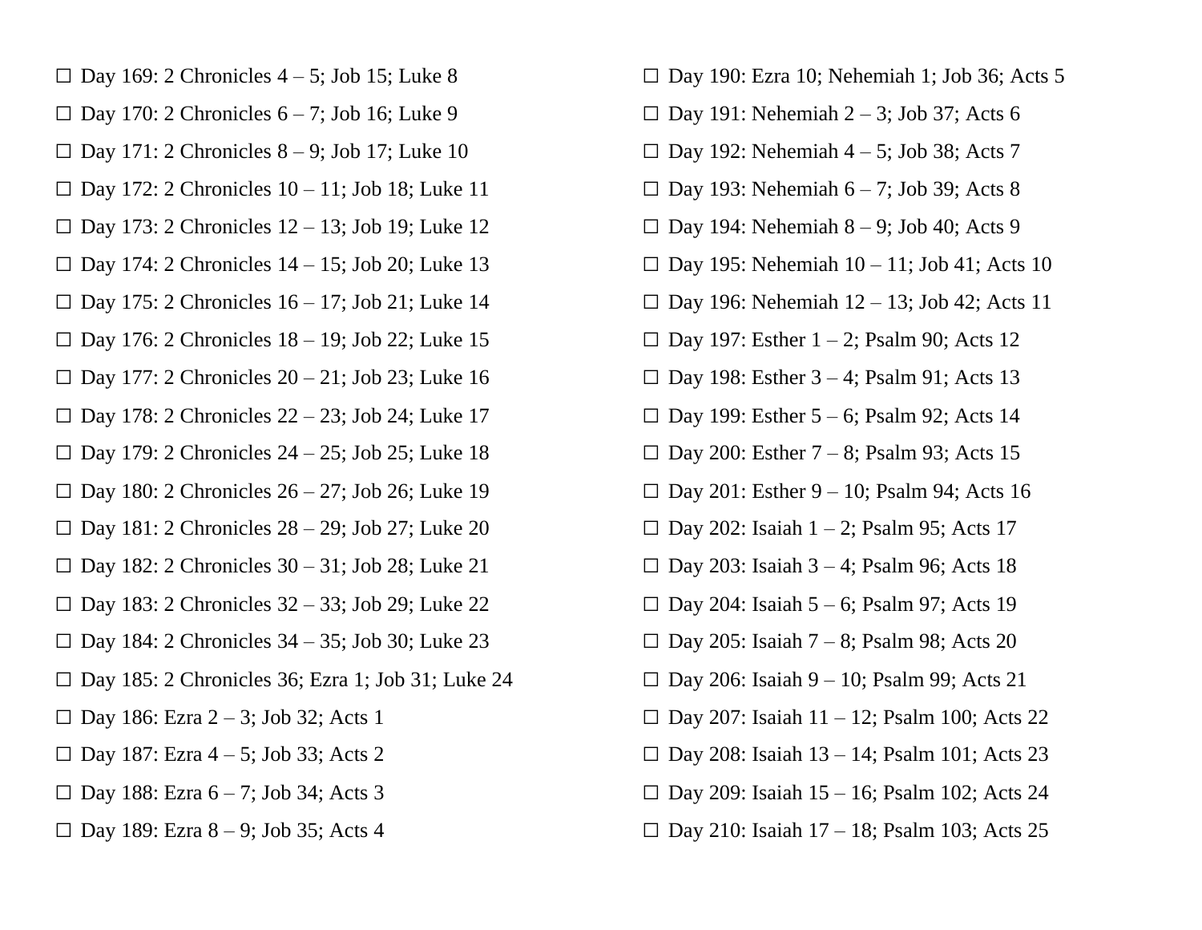☐ Day 169: 2 Chronicles 4 – 5; Job 15; Luke 8

☐ Day 170: 2 Chronicles 6 – 7; Job 16; Luke 9

☐ Day 171: 2 Chronicles 8 – 9; Job 17; Luke 10

☐ Day 172: 2 Chronicles 10 – 11; Job 18; Luke 11

☐ Day 173: 2 Chronicles 12 – 13; Job 19; Luke 12

☐ Day 174: 2 Chronicles 14 – 15; Job 20; Luke 13

☐ Day 175: 2 Chronicles 16 – 17; Job 21; Luke 14

☐ Day 176: 2 Chronicles 18 – 19; Job 22; Luke 15

☐ Day 177: 2 Chronicles 20 – 21; Job 23; Luke 16

☐ Day 178: 2 Chronicles 22 – 23; Job 24; Luke 17

☐ Day 179: 2 Chronicles 24 – 25; Job 25; Luke 18

☐ Day 180: 2 Chronicles 26 – 27; Job 26; Luke 19

☐ Day 181: 2 Chronicles 28 – 29; Job 27; Luke 20

☐ Day 182: 2 Chronicles 30 – 31; Job 28; Luke 21

☐ Day 183: 2 Chronicles 32 – 33; Job 29; Luke 22

☐ Day 184: 2 Chronicles 34 – 35; Job 30; Luke 23

☐ Day 185: 2 Chronicles 36; Ezra 1; Job 31; Luke 24

☐ Day 186: Ezra 2 – 3; Job 32; Acts 1

☐ Day 187: Ezra 4 – 5; Job 33; Acts 2

☐ Day 188: Ezra 6 – 7; Job 34; Acts 3

☐ Day 189: Ezra 8 – 9; Job 35; Acts 4

☐ Day 190: Ezra 10; Nehemiah 1; Job 36; Acts 5

☐ Day 191: Nehemiah 2 – 3; Job 37; Acts 6

☐ Day 192: Nehemiah 4 – 5; Job 38; Acts 7

☐ Day 193: Nehemiah 6 – 7; Job 39; Acts 8

☐ Day 194: Nehemiah 8 – 9; Job 40; Acts 9

☐ Day 195: Nehemiah 10 – 11; Job 41; Acts 10

☐ Day 196: Nehemiah 12 – 13; Job 42; Acts 11

☐ Day 197: Esther 1 – 2; Psalm 90; Acts 12

☐ Day 198: Esther 3 – 4; Psalm 91; Acts 13

☐ Day 199: Esther 5 – 6; Psalm 92; Acts 14

☐ Day 200: Esther 7 – 8; Psalm 93; Acts 15

☐ Day 201: Esther 9 – 10; Psalm 94; Acts 16

☐ Day 202: Isaiah 1 – 2; Psalm 95; Acts 17

☐ Day 203: Isaiah 3 – 4; Psalm 96; Acts 18

☐ Day 204: Isaiah 5 – 6; Psalm 97; Acts 19

☐ Day 205: Isaiah 7 – 8; Psalm 98; Acts 20

☐ Day 206: Isaiah 9 – 10; Psalm 99; Acts 21

☐ Day 207: Isaiah 11 – 12; Psalm 100; Acts 22

☐ Day 208: Isaiah 13 – 14; Psalm 101; Acts 23

☐ Day 209: Isaiah 15 – 16; Psalm 102; Acts 24

☐ Day 210: Isaiah 17 – 18; Psalm 103; Acts 25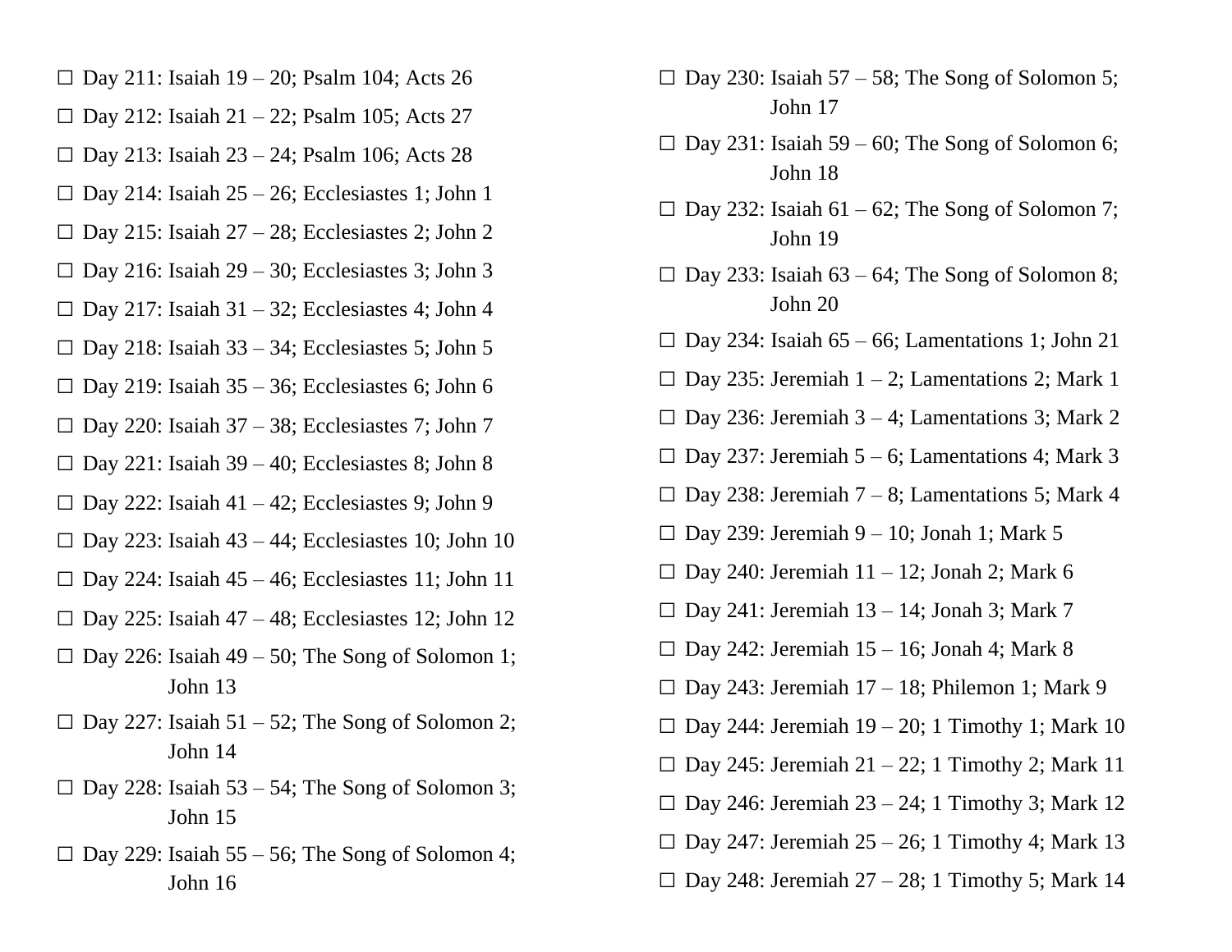☐ Day 211: Isaiah 19 – 20; Psalm 104; Acts 26

☐ Day 212: Isaiah 21 – 22; Psalm 105; Acts 27

☐ Day 213: Isaiah 23 – 24; Psalm 106; Acts 28

☐ Day 214: Isaiah 25 – 26; Ecclesiastes 1; John 1

☐ Day 215: Isaiah 27 – 28; Ecclesiastes 2; John 2

☐ Day 216: Isaiah 29 – 30; Ecclesiastes 3; John 3

☐ Day 217: Isaiah 31 – 32; Ecclesiastes 4; John 4

☐ Day 218: Isaiah 33 – 34; Ecclesiastes 5; John 5

☐ Day 219: Isaiah 35 – 36; Ecclesiastes 6; John 6

☐ Day 220: Isaiah 37 – 38; Ecclesiastes 7; John 7

☐ Day 221: Isaiah 39 – 40; Ecclesiastes 8; John 8

☐ Day 222: Isaiah 41 – 42; Ecclesiastes 9; John 9

☐ Day 223: Isaiah 43 – 44; Ecclesiastes 10; John 10

☐ Day 224: Isaiah 45 – 46; Ecclesiastes 11; John 11

☐ Day 225: Isaiah 47 – 48; Ecclesiastes 12; John 12

☐ Day 226: Isaiah 49 – 50; The Song of Solomon 1; John 13

☐ Day 227: Isaiah 51 – 52; The Song of Solomon 2; John 14

☐ Day 228: Isaiah 53 – 54; The Song of Solomon 3; John 15

☐ Day 229: Isaiah 55 – 56; The Song of Solomon 4; John 16

☐ Day 230: Isaiah 57 – 58; The Song of Solomon 5; John 17

☐ Day 231: Isaiah 59 – 60; The Song of Solomon 6; John 18

☐ Day 232: Isaiah 61 – 62; The Song of Solomon 7; John 19

☐ Day 233: Isaiah 63 – 64; The Song of Solomon 8; John 20

☐ Day 234: Isaiah 65 – 66; Lamentations 1; John 21

☐ Day 235: Jeremiah 1 – 2; Lamentations 2; Mark 1

☐ Day 236: Jeremiah 3 – 4; Lamentations 3; Mark 2

☐ Day 237: Jeremiah 5 – 6; Lamentations 4; Mark 3

☐ Day 238: Jeremiah 7 – 8; Lamentations 5; Mark 4

☐ Day 239: Jeremiah 9 – 10; Jonah 1; Mark 5

☐ Day 240: Jeremiah 11 – 12; Jonah 2; Mark 6

☐ Day 241: Jeremiah 13 – 14; Jonah 3; Mark 7

☐ Day 242: Jeremiah 15 – 16; Jonah 4; Mark 8

☐ Day 243: Jeremiah 17 – 18; Philemon 1; Mark 9

☐ Day 244: Jeremiah 19 – 20; 1 Timothy 1; Mark 10

☐ Day 245: Jeremiah 21 – 22; 1 Timothy 2; Mark 11

☐ Day 246: Jeremiah 23 – 24; 1 Timothy 3; Mark 12

☐ Day 247: Jeremiah 25 – 26; 1 Timothy 4; Mark 13

☐ Day 248: Jeremiah 27 – 28; 1 Timothy 5; Mark 14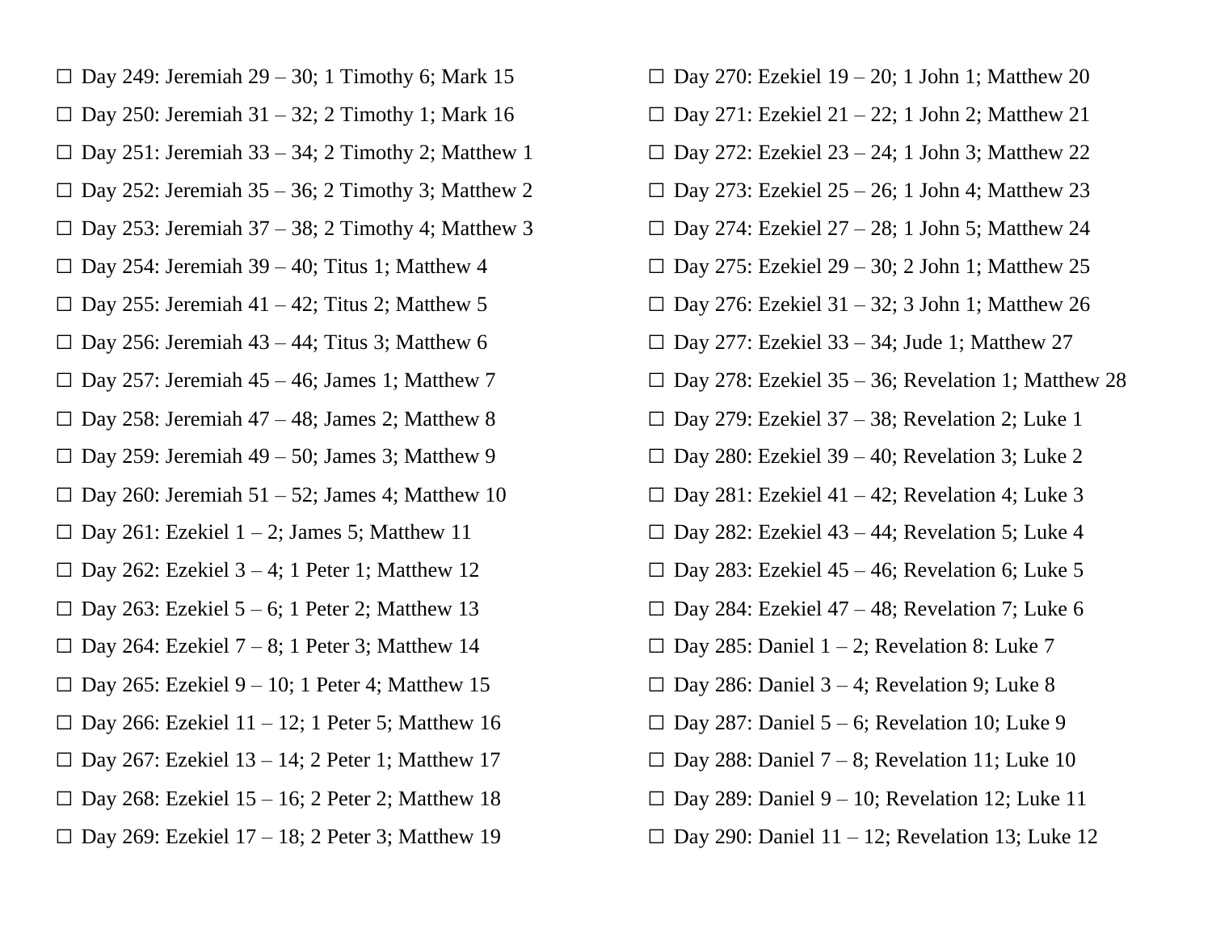☐ Day 249: Jeremiah 29 – 30; 1 Timothy 6; Mark 15

☐ Day 250: Jeremiah 31 – 32; 2 Timothy 1; Mark 16

☐ Day 251: Jeremiah 33 – 34; 2 Timothy 2; Matthew 1

☐ Day 252: Jeremiah 35 – 36; 2 Timothy 3; Matthew 2

☐ Day 253: Jeremiah 37 – 38; 2 Timothy 4; Matthew 3

☐ Day 254: Jeremiah 39 – 40; Titus 1; Matthew 4

☐ Day 255: Jeremiah 41 – 42; Titus 2; Matthew 5

☐ Day 256: Jeremiah 43 – 44; Titus 3; Matthew 6

☐ Day 257: Jeremiah 45 – 46; James 1; Matthew 7

☐ Day 258: Jeremiah 47 – 48; James 2; Matthew 8

☐ Day 259: Jeremiah 49 – 50; James 3; Matthew 9

☐ Day 260: Jeremiah 51 – 52; James 4; Matthew 10

☐ Day 261: Ezekiel 1 – 2; James 5; Matthew 11

☐ Day 262: Ezekiel 3 – 4; 1 Peter 1; Matthew 12

☐ Day 263: Ezekiel 5 – 6; 1 Peter 2; Matthew 13

☐ Day 264: Ezekiel 7 – 8; 1 Peter 3; Matthew 14

☐ Day 265: Ezekiel 9 – 10; 1 Peter 4; Matthew 15

☐ Day 266: Ezekiel 11 – 12; 1 Peter 5; Matthew 16

☐ Day 267: Ezekiel 13 – 14; 2 Peter 1; Matthew 17

☐ Day 268: Ezekiel 15 – 16; 2 Peter 2; Matthew 18

☐ Day 269: Ezekiel 17 – 18; 2 Peter 3; Matthew 19

☐ Day 270: Ezekiel 19 – 20; 1 John 1; Matthew 20

☐ Day 271: Ezekiel 21 – 22; 1 John 2; Matthew 21

☐ Day 272: Ezekiel 23 – 24; 1 John 3; Matthew 22

☐ Day 273: Ezekiel 25 – 26; 1 John 4; Matthew 23

☐ Day 274: Ezekiel 27 – 28; 1 John 5; Matthew 24

☐ Day 275: Ezekiel 29 – 30; 2 John 1; Matthew 25

☐ Day 276: Ezekiel 31 – 32; 3 John 1; Matthew 26

☐ Day 277: Ezekiel 33 – 34; Jude 1; Matthew 27

☐ Day 278: Ezekiel 35 – 36; Revelation 1; Matthew 28

☐ Day 279: Ezekiel 37 – 38; Revelation 2; Luke 1

☐ Day 280: Ezekiel 39 – 40; Revelation 3; Luke 2

☐ Day 281: Ezekiel 41 – 42; Revelation 4; Luke 3

☐ Day 282: Ezekiel 43 – 44; Revelation 5; Luke 4

☐ Day 283: Ezekiel 45 – 46; Revelation 6; Luke 5

☐ Day 284: Ezekiel 47 – 48; Revelation 7; Luke 6

☐ Day 285: Daniel 1 – 2; Revelation 8: Luke 7

☐ Day 286: Daniel 3 – 4; Revelation 9; Luke 8

☐ Day 287: Daniel 5 – 6; Revelation 10; Luke 9

☐ Day 288: Daniel 7 – 8; Revelation 11; Luke 10

☐ Day 289: Daniel 9 – 10; Revelation 12; Luke 11

☐ Day 290: Daniel 11 – 12; Revelation 13; Luke 12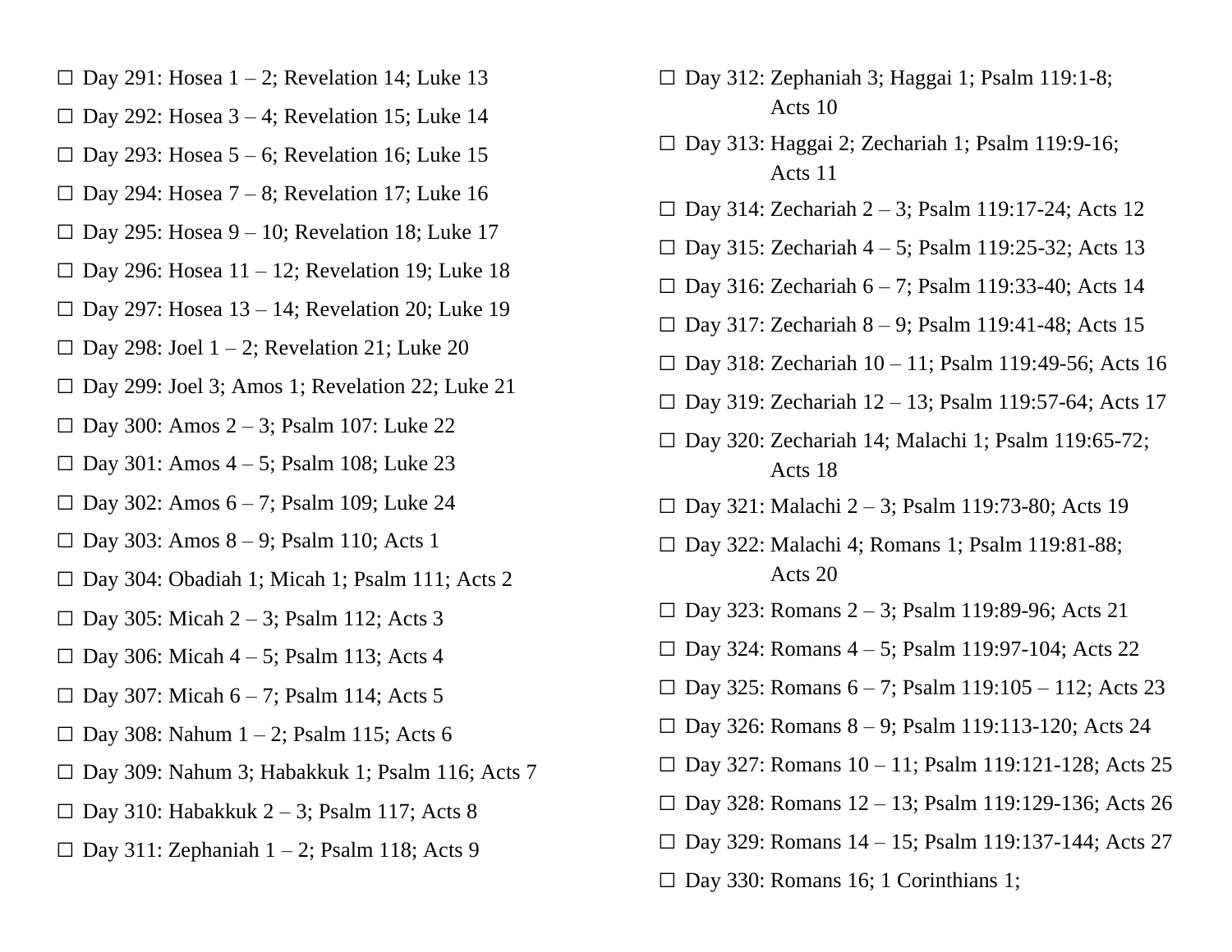- ☐ Day 291: Hosea 1 – 2; Revelation 14; Luke 13
- ☐ Day 292: Hosea 3 – 4; Revelation 15; Luke 14
- ☐ Day 293: Hosea 5 – 6; Revelation 16; Luke 15
- ☐ Day 294: Hosea 7 – 8; Revelation 17; Luke 16
- ☐ Day 295: Hosea 9 – 10; Revelation 18; Luke 17
- ☐ Day 296: Hosea 11 – 12; Revelation 19; Luke 18
- ☐ Day 297: Hosea 13 – 14; Revelation 20; Luke 19
- ☐ Day 298: Joel 1 – 2; Revelation 21; Luke 20
- ☐ Day 299: Joel 3; Amos 1; Revelation 22; Luke 21
- ☐ Day 300: Amos 2 – 3; Psalm 107: Luke 22
- ☐ Day 301: Amos 4 – 5; Psalm 108; Luke 23
- ☐ Day 302: Amos 6 – 7; Psalm 109; Luke 24
- ☐ Day 303: Amos 8 – 9; Psalm 110; Acts 1
- ☐ Day 304: Obadiah 1; Micah 1; Psalm 111; Acts 2
- ☐ Day 305: Micah 2 – 3; Psalm 112; Acts 3
- ☐ Day 306: Micah 4 – 5; Psalm 113; Acts 4
- ☐ Day 307: Micah 6 – 7; Psalm 114; Acts 5
- ☐ Day 308: Nahum 1 – 2; Psalm 115; Acts 6
- ☐ Day 309: Nahum 3; Habakkuk 1; Psalm 116; Acts 7
- ☐ Day 310: Habakkuk 2 – 3; Psalm 117; Acts 8
- ☐ Day 311: Zephaniah 1 – 2; Psalm 118; Acts 9
- ☐ Day 312: Zephaniah 3; Haggai 1; Psalm 119:1-8; Acts 10
- ☐ Day 313: Haggai 2; Zechariah 1; Psalm 119:9-16; Acts 11
- ☐ Day 314: Zechariah 2 – 3; Psalm 119:17-24; Acts 12
- ☐ Day 315: Zechariah 4 – 5; Psalm 119:25-32; Acts 13
- ☐ Day 316: Zechariah 6 – 7; Psalm 119:33-40; Acts 14
- ☐ Day 317: Zechariah 8 – 9; Psalm 119:41-48; Acts 15
- ☐ Day 318: Zechariah 10 – 11; Psalm 119:49-56; Acts 16
- ☐ Day 319: Zechariah 12 – 13; Psalm 119:57-64; Acts 17
- ☐ Day 320: Zechariah 14; Malachi 1; Psalm 119:65-72; Acts 18
- ☐ Day 321: Malachi 2 – 3; Psalm 119:73-80; Acts 19
- ☐ Day 322: Malachi 4; Romans 1; Psalm 119:81-88; Acts 20
- ☐ Day 323: Romans 2 – 3; Psalm 119:89-96; Acts 21
- ☐ Day 324: Romans 4 – 5; Psalm 119:97-104; Acts 22
- ☐ Day 325: Romans 6 – 7; Psalm 119:105 – 112; Acts 23
- ☐ Day 326: Romans 8 – 9; Psalm 119:113-120; Acts 24
- ☐ Day 327: Romans 10 – 11; Psalm 119:121-128; Acts 25
- ☐ Day 328: Romans 12 – 13; Psalm 119:129-136; Acts 26
- ☐ Day 329: Romans 14 – 15; Psalm 119:137-144; Acts 27
- ☐ Day 330: Romans 16; 1 Corinthians 1;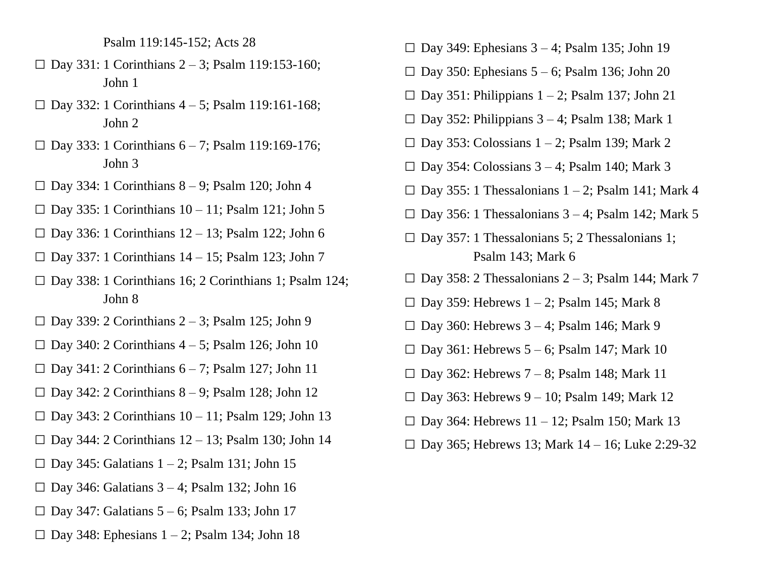Psalm 119:145-152; Acts 28

- ☐ Day 331: 1 Corinthians 2 – 3; Psalm 119:153-160; John 1
- ☐ Day 332: 1 Corinthians 4 – 5; Psalm 119:161-168; John 2
- ☐ Day 333: 1 Corinthians 6 – 7; Psalm 119:169-176; John 3
- ☐ Day 334: 1 Corinthians 8 – 9; Psalm 120; John 4
- ☐ Day 335: 1 Corinthians 10 – 11; Psalm 121; John 5
- ☐ Day 336: 1 Corinthians 12 – 13; Psalm 122; John 6
- ☐ Day 337: 1 Corinthians 14 – 15; Psalm 123; John 7
- ☐ Day 338: 1 Corinthians 16; 2 Corinthians 1; Psalm 124; John 8
- ☐ Day 339: 2 Corinthians 2 – 3; Psalm 125; John 9
- ☐ Day 340: 2 Corinthians 4 – 5; Psalm 126; John 10
- ☐ Day 341: 2 Corinthians 6 – 7; Psalm 127; John 11
- ☐ Day 342: 2 Corinthians 8 – 9; Psalm 128; John 12
- ☐ Day 343: 2 Corinthians 10 – 11; Psalm 129; John 13
- ☐ Day 344: 2 Corinthians 12 – 13; Psalm 130; John 14
- ☐ Day 345: Galatians 1 – 2; Psalm 131; John 15
- ☐ Day 346: Galatians 3 – 4; Psalm 132; John 16
- ☐ Day 347: Galatians 5 – 6; Psalm 133; John 17
- ☐ Day 348: Ephesians 1 – 2; Psalm 134; John 18
- ☐ Day 349: Ephesians 3 – 4; Psalm 135; John 19
- ☐ Day 350: Ephesians 5 – 6; Psalm 136; John 20
- ☐ Day 351: Philippians 1 – 2; Psalm 137; John 21
- ☐ Day 352: Philippians 3 – 4; Psalm 138; Mark 1
- ☐ Day 353: Colossians 1 – 2; Psalm 139; Mark 2
- ☐ Day 354: Colossians 3 – 4; Psalm 140; Mark 3
- ☐ Day 355: 1 Thessalonians 1 – 2; Psalm 141; Mark 4
- ☐ Day 356: 1 Thessalonians 3 – 4; Psalm 142; Mark 5
- ☐ Day 357: 1 Thessalonians 5; 2 Thessalonians 1; Psalm 143; Mark 6
- ☐ Day 358: 2 Thessalonians 2 – 3; Psalm 144; Mark 7
- ☐ Day 359: Hebrews 1 – 2; Psalm 145; Mark 8
- ☐ Day 360: Hebrews 3 – 4; Psalm 146; Mark 9
- ☐ Day 361: Hebrews 5 – 6; Psalm 147; Mark 10
- ☐ Day 362: Hebrews 7 – 8; Psalm 148; Mark 11
- ☐ Day 363: Hebrews 9 – 10; Psalm 149; Mark 12
- ☐ Day 364: Hebrews 11 – 12; Psalm 150; Mark 13
- ☐ Day 365; Hebrews 13; Mark 14 – 16; Luke 2:29-32